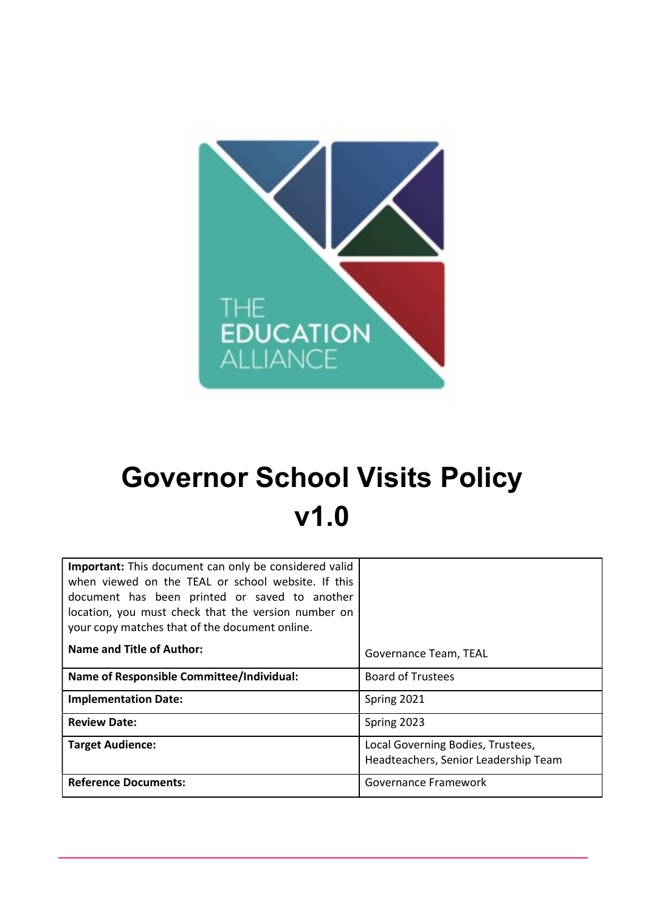# Governor School Visits Policy v1.0

| **Important:** This document can only be considered valid when viewed on the TEAL or school website. If this document has been printed or saved to another location, you must check that the version number on your copy matches that of the document online. **Name and Title of Author:** | Governance Team, TEAL |
|---|---|
| **Name of Responsible Committee/Individual:** | Board of Trustees |
| **Implementation Date:** | Spring 2021 |
| **Review Date:** | Spring 2023 |
| **Target Audience:** | Local Governing Bodies, Trustees, Headteachers, Senior Leadership Team |
| **Reference Documents:** | Governance Framework |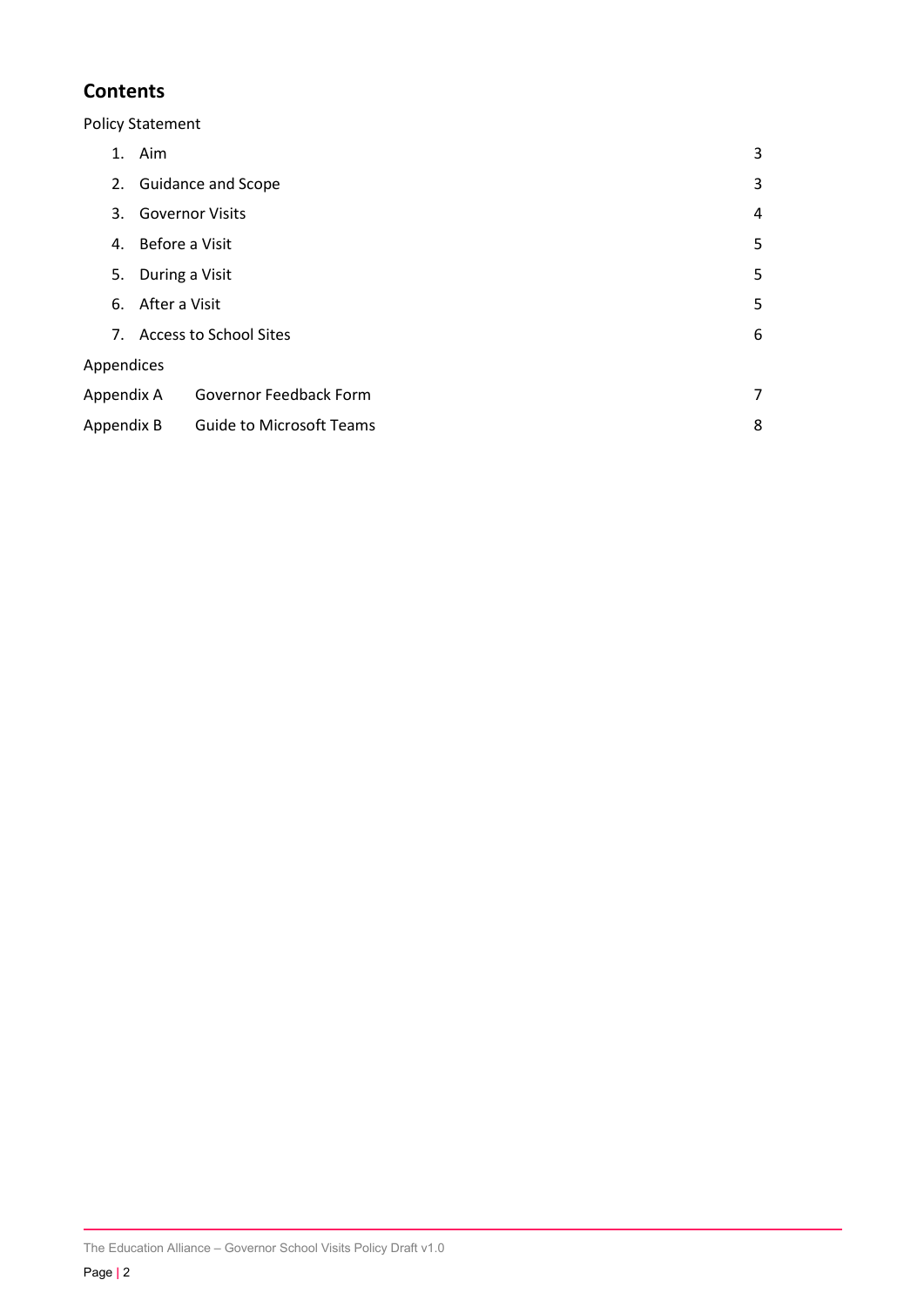## Contents

Policy Statement

| | | |
|---|---|---|
| 1. | Aim | 3 |
| 2. | Guidance and Scope | 3 |
| 3. | Governor Visits | 4 |
| 4. | Before a Visit | 5 |
| 5. | During a Visit | 5 |
| 6. | After a Visit | 5 |
| 7. | Access to School Sites | 6 |

Appendices

| | | |
|---|---|---|
| Appendix A | Governor Feedback Form | 7 |
| Appendix B | Guide to Microsoft Teams | 8 |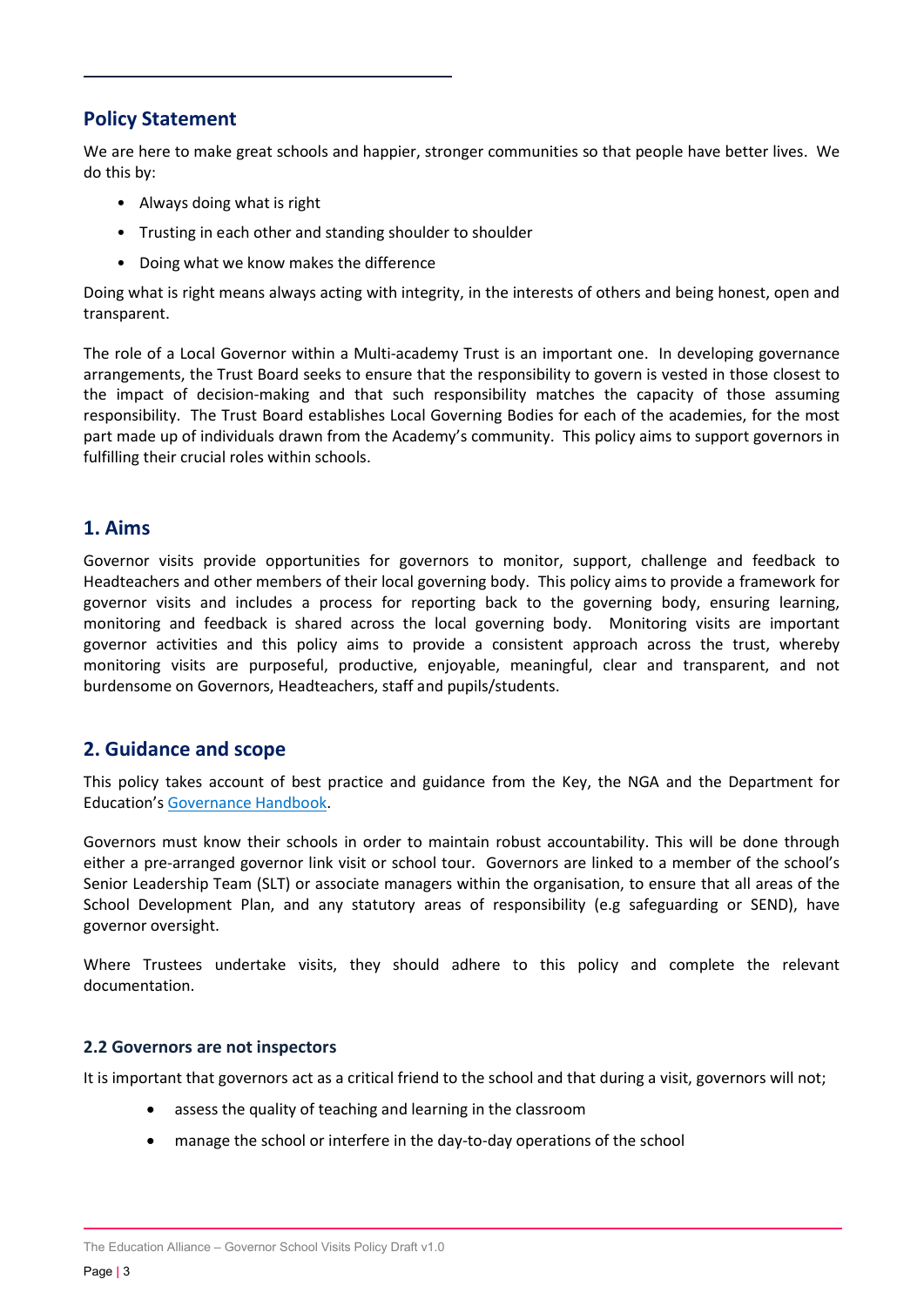## Policy Statement

We are here to make great schools and happier, stronger communities so that people have better lives. We do this by:

- Always doing what is right
- Trusting in each other and standing shoulder to shoulder
- Doing what we know makes the difference

Doing what is right means always acting with integrity, in the interests of others and being honest, open and transparent.

The role of a Local Governor within a Multi-academy Trust is an important one. In developing governance arrangements, the Trust Board seeks to ensure that the responsibility to govern is vested in those closest to the impact of decision-making and that such responsibility matches the capacity of those assuming responsibility. The Trust Board establishes Local Governing Bodies for each of the academies, for the most part made up of individuals drawn from the Academy's community. This policy aims to support governors in fulfilling their crucial roles within schools.

## 1. Aims

Governor visits provide opportunities for governors to monitor, support, challenge and feedback to Headteachers and other members of their local governing body. This policy aims to provide a framework for governor visits and includes a process for reporting back to the governing body, ensuring learning, monitoring and feedback is shared across the local governing body. Monitoring visits are important governor activities and this policy aims to provide a consistent approach across the trust, whereby monitoring visits are purposeful, productive, enjoyable, meaningful, clear and transparent, and not burdensome on Governors, Headteachers, staff and pupils/students.

## 2. Guidance and scope

This policy takes account of best practice and guidance from the Key, the NGA and the Department for Education's Governance Handbook.

Governors must know their schools in order to maintain robust accountability. This will be done through either a pre-arranged governor link visit or school tour. Governors are linked to a member of the school's Senior Leadership Team (SLT) or associate managers within the organisation, to ensure that all areas of the School Development Plan, and any statutory areas of responsibility (e.g safeguarding or SEND), have governor oversight.

Where Trustees undertake visits, they should adhere to this policy and complete the relevant documentation.

### 2.2 Governors are not inspectors

It is important that governors act as a critical friend to the school and that during a visit, governors will not;

- assess the quality of teaching and learning in the classroom
- manage the school or interfere in the day-to-day operations of the school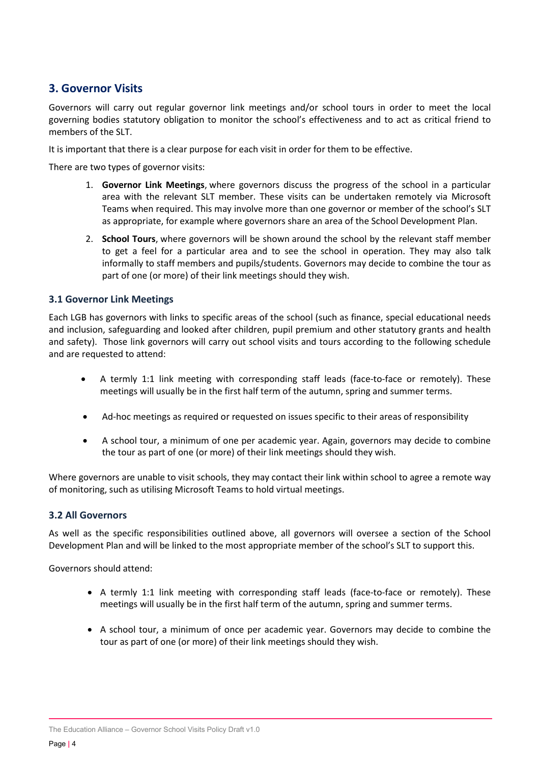## 3. Governor Visits

Governors will carry out regular governor link meetings and/or school tours in order to meet the local governing bodies statutory obligation to monitor the school's effectiveness and to act as critical friend to members of the SLT.

It is important that there is a clear purpose for each visit in order for them to be effective.

There are two types of governor visits:

1. **Governor Link Meetings**, where governors discuss the progress of the school in a particular area with the relevant SLT member. These visits can be undertaken remotely via Microsoft Teams when required. This may involve more than one governor or member of the school's SLT as appropriate, for example where governors share an area of the School Development Plan.
2. **School Tours**, where governors will be shown around the school by the relevant staff member to get a feel for a particular area and to see the school in operation. They may also talk informally to staff members and pupils/students. Governors may decide to combine the tour as part of one (or more) of their link meetings should they wish.

### 3.1 Governor Link Meetings

Each LGB has governors with links to specific areas of the school (such as finance, special educational needs and inclusion, safeguarding and looked after children, pupil premium and other statutory grants and health and safety). Those link governors will carry out school visits and tours according to the following schedule and are requested to attend:

- A termly 1:1 link meeting with corresponding staff leads (face-to-face or remotely). These meetings will usually be in the first half term of the autumn, spring and summer terms.
- Ad-hoc meetings as required or requested on issues specific to their areas of responsibility
- A school tour, a minimum of one per academic year. Again, governors may decide to combine the tour as part of one (or more) of their link meetings should they wish.

Where governors are unable to visit schools, they may contact their link within school to agree a remote way of monitoring, such as utilising Microsoft Teams to hold virtual meetings.

### 3.2 All Governors

As well as the specific responsibilities outlined above, all governors will oversee a section of the School Development Plan and will be linked to the most appropriate member of the school's SLT to support this.

Governors should attend:

- A termly 1:1 link meeting with corresponding staff leads (face-to-face or remotely). These meetings will usually be in the first half term of the autumn, spring and summer terms.
- A school tour, a minimum of once per academic year. Governors may decide to combine the tour as part of one (or more) of their link meetings should they wish.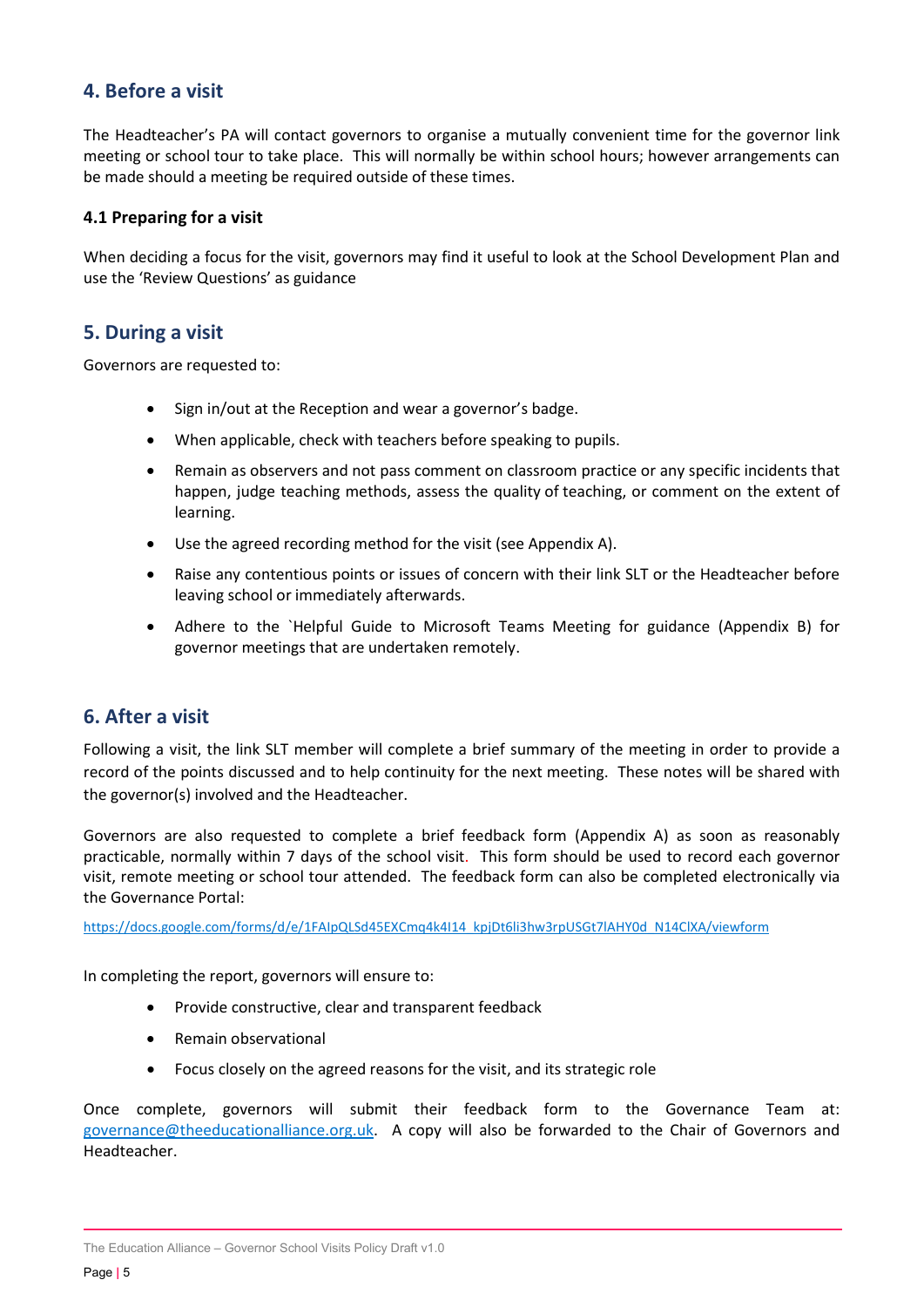## 4. Before a visit

The Headteacher's PA will contact governors to organise a mutually convenient time for the governor link meeting or school tour to take place. This will normally be within school hours; however arrangements can be made should a meeting be required outside of these times.

### 4.1 Preparing for a visit

When deciding a focus for the visit, governors may find it useful to look at the School Development Plan and use the 'Review Questions' as guidance

## 5. During a visit

Governors are requested to:

- Sign in/out at the Reception and wear a governor's badge.
- When applicable, check with teachers before speaking to pupils.
- Remain as observers and not pass comment on classroom practice or any specific incidents that happen, judge teaching methods, assess the quality of teaching, or comment on the extent of learning.
- Use the agreed recording method for the visit (see Appendix A).
- Raise any contentious points or issues of concern with their link SLT or the Headteacher before leaving school or immediately afterwards.
- Adhere to the `Helpful Guide to Microsoft Teams Meeting for guidance (Appendix B) for governor meetings that are undertaken remotely.

## 6. After a visit

Following a visit, the link SLT member will complete a brief summary of the meeting in order to provide a record of the points discussed and to help continuity for the next meeting. These notes will be shared with the governor(s) involved and the Headteacher.

Governors are also requested to complete a brief feedback form (Appendix A) as soon as reasonably practicable, normally within 7 days of the school visit. This form should be used to record each governor visit, remote meeting or school tour attended. The feedback form can also be completed electronically via the Governance Portal:

https://docs.google.com/forms/d/e/1FAIpQLSd45EXCmq4k4I14_kpjDt6li3hw3rpUSGt7lAHY0d_N14ClXA/viewform

In completing the report, governors will ensure to:

- Provide constructive, clear and transparent feedback
- Remain observational
- Focus closely on the agreed reasons for the visit, and its strategic role

Once complete, governors will submit their feedback form to the Governance Team at: governance@theeducationalliance.org.uk. A copy will also be forwarded to the Chair of Governors and Headteacher.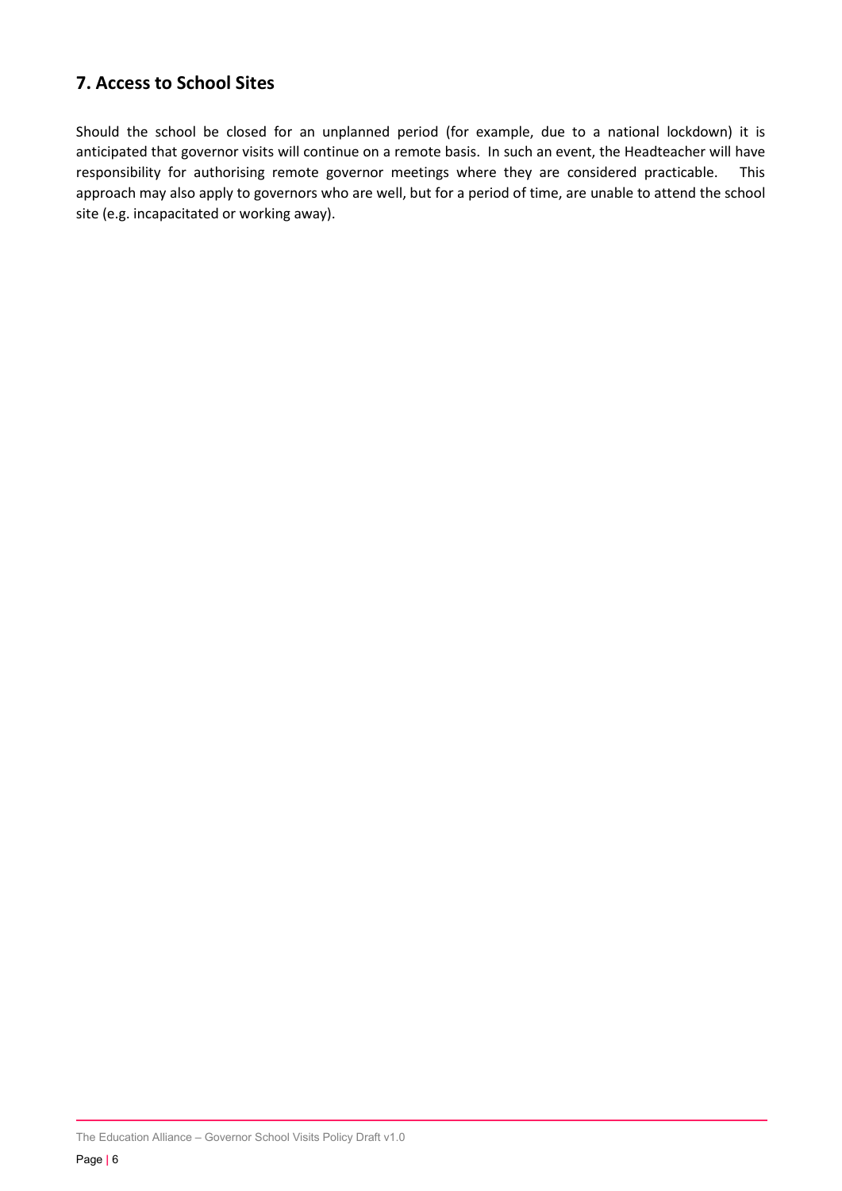## 7. Access to School Sites

Should the school be closed for an unplanned period (for example, due to a national lockdown) it is anticipated that governor visits will continue on a remote basis. In such an event, the Headteacher will have responsibility for authorising remote governor meetings where they are considered practicable. This approach may also apply to governors who are well, but for a period of time, are unable to attend the school site (e.g. incapacitated or working away).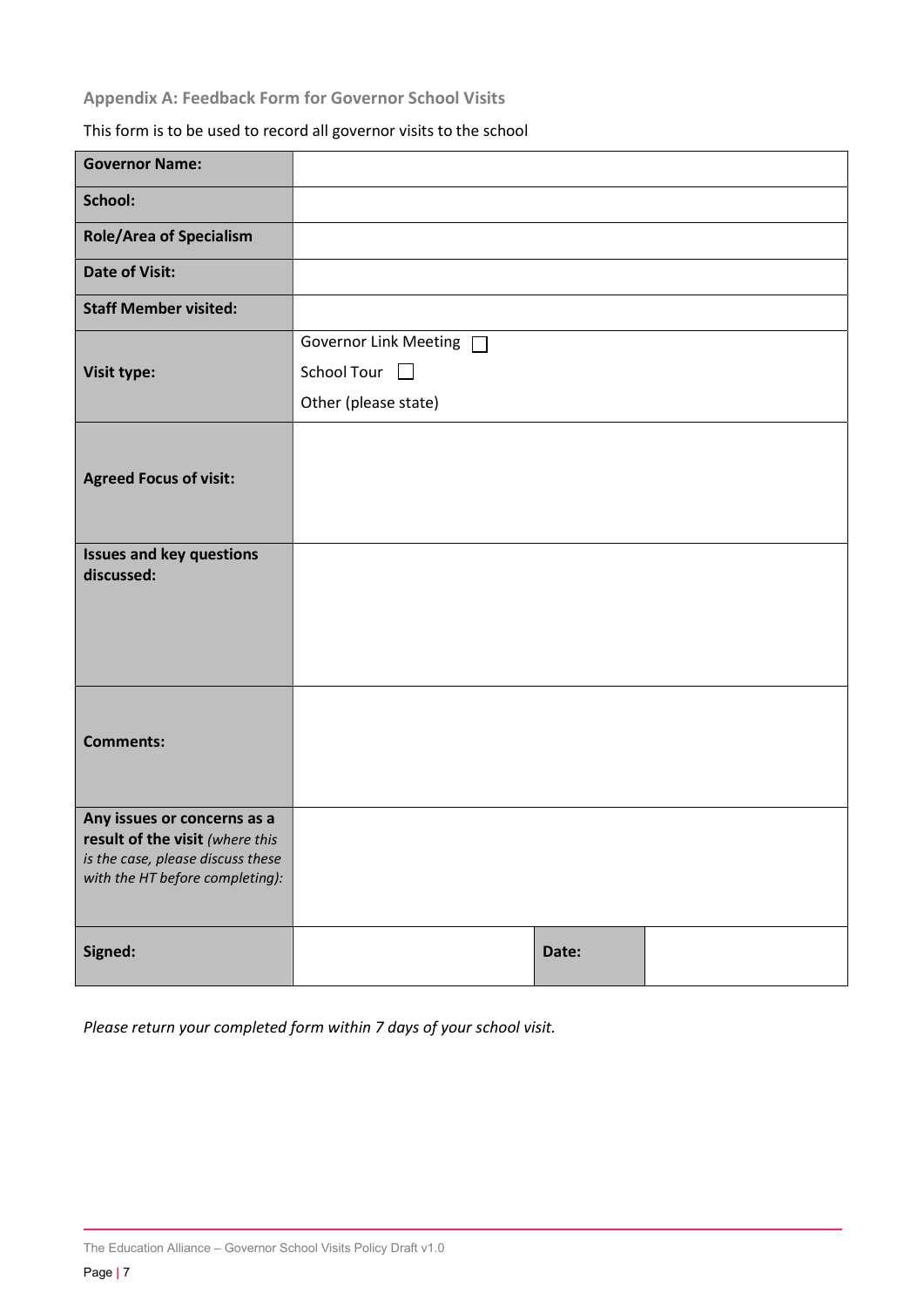### Appendix A: Feedback Form for Governor School Visits

This form is to be used to record all governor visits to the school

| | | | |
|---|---|---|---|
| **Governor Name:** | | | |
| **School:** | | | |
| **Role/Area of Specialism** | | | |
| **Date of Visit:** | | | |
| **Staff Member visited:** | | | |
| **Visit type:** | Governor Link Meeting ☐<br>School Tour ☐<br>Other (please state) | | |
| **Agreed Focus of visit:** | | | |
| **Issues and key questions discussed:** | | | |
| **Comments:** | | | |
| **Any issues or concerns as a result of the visit** *(where this is the case, please discuss these with the HT before completing):* | | | |
| **Signed:** | | **Date:** | |

*Please return your completed form within 7 days of your school visit.*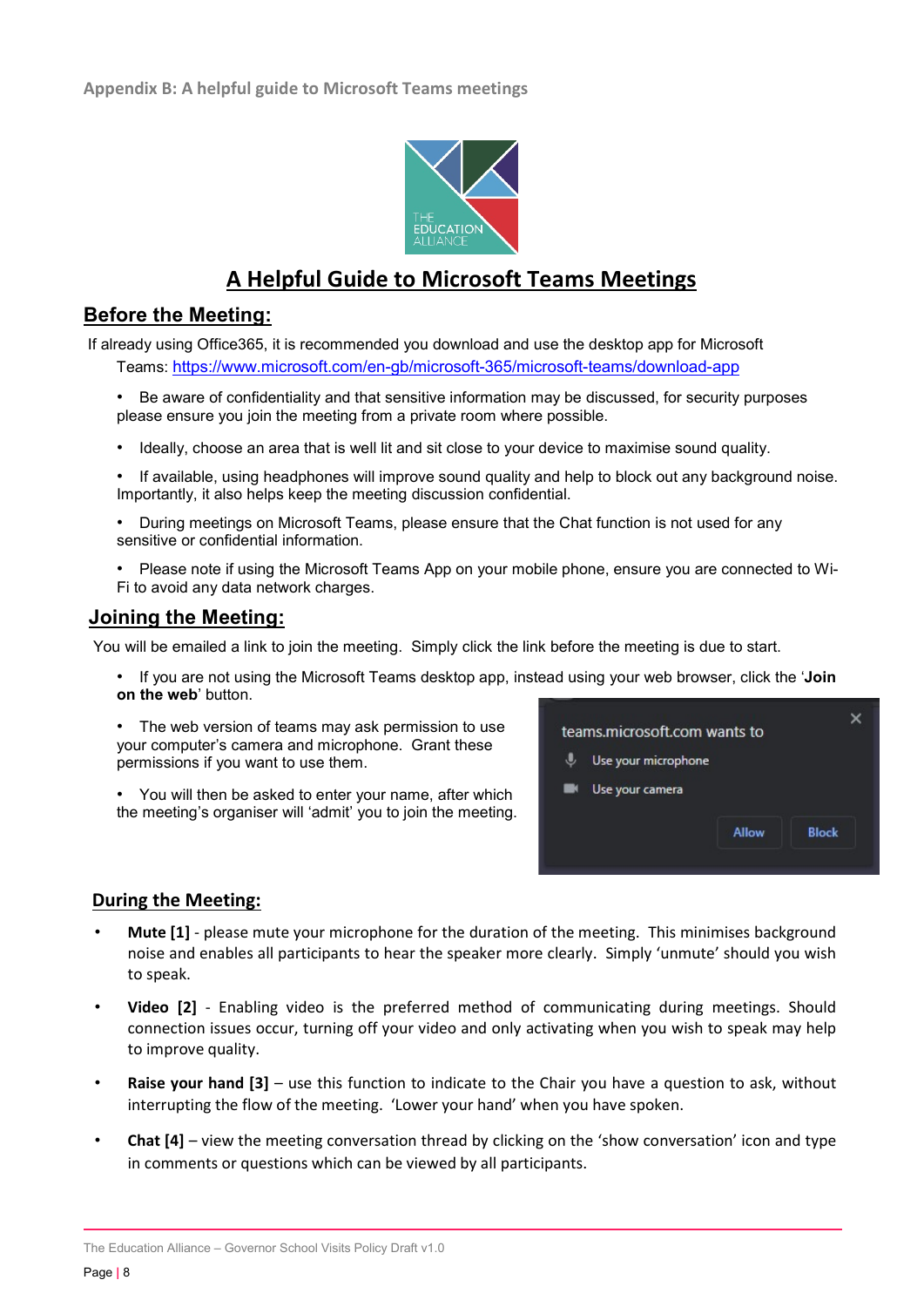Appendix B: A helpful guide to Microsoft Teams meetings

# A Helpful Guide to Microsoft Teams Meetings

## Before the Meeting:

If already using Office365, it is recommended you download and use the desktop app for Microsoft Teams: https://www.microsoft.com/en-gb/microsoft-365/microsoft-teams/download-app

- Be aware of confidentiality and that sensitive information may be discussed, for security purposes please ensure you join the meeting from a private room where possible.
- Ideally, choose an area that is well lit and sit close to your device to maximise sound quality.
- If available, using headphones will improve sound quality and help to block out any background noise. Importantly, it also helps keep the meeting discussion confidential.
- During meetings on Microsoft Teams, please ensure that the Chat function is not used for any sensitive or confidential information.
- Please note if using the Microsoft Teams App on your mobile phone, ensure you are connected to Wi-Fi to avoid any data network charges.

## Joining the Meeting:

You will be emailed a link to join the meeting. Simply click the link before the meeting is due to start.

- If you are not using the Microsoft Teams desktop app, instead using your web browser, click the '**Join on the web**' button.
- The web version of teams may ask permission to use your computer's camera and microphone. Grant these permissions if you want to use them.
- You will then be asked to enter your name, after which the meeting's organiser will 'admit' you to join the meeting.

## During the Meeting:

- **Mute [1]** - please mute your microphone for the duration of the meeting. This minimises background noise and enables all participants to hear the speaker more clearly. Simply 'unmute' should you wish to speak.
- **Video [2]** - Enabling video is the preferred method of communicating during meetings. Should connection issues occur, turning off your video and only activating when you wish to speak may help to improve quality.
- **Raise your hand [3]** – use this function to indicate to the Chair you have a question to ask, without interrupting the flow of the meeting. 'Lower your hand' when you have spoken.
- **Chat [4]** – view the meeting conversation thread by clicking on the 'show conversation' icon and type in comments or questions which can be viewed by all participants.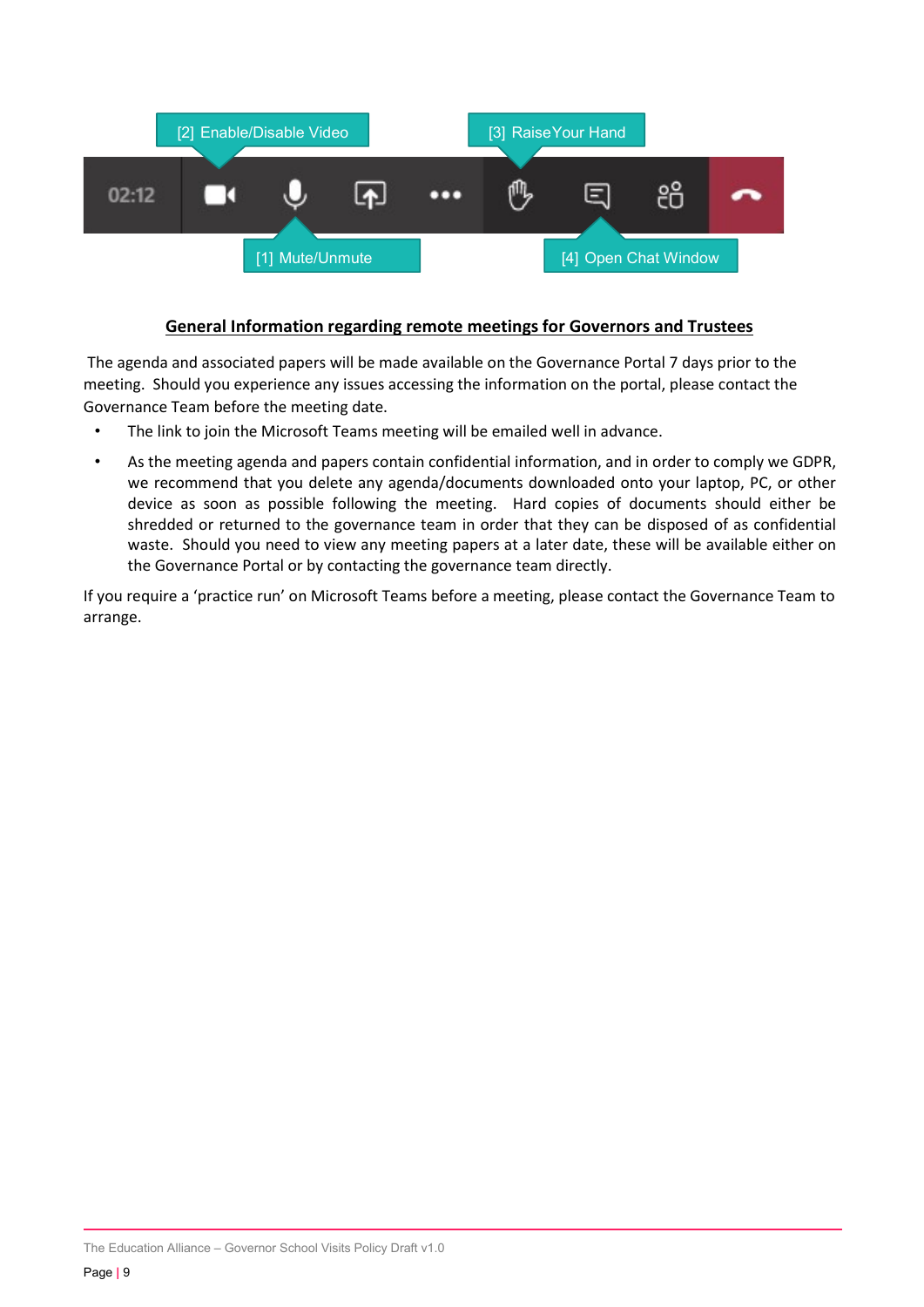[2] Enable/Disable Video

[3] Raise Your Hand

02:12

[1] Mute/Unmute

[4] Open Chat Window

**General Information regarding remote meetings for Governors and Trustees**

The agenda and associated papers will be made available on the Governance Portal 7 days prior to the meeting. Should you experience any issues accessing the information on the portal, please contact the Governance Team before the meeting date.

- The link to join the Microsoft Teams meeting will be emailed well in advance.
- As the meeting agenda and papers contain confidential information, and in order to comply we GDPR, we recommend that you delete any agenda/documents downloaded onto your laptop, PC, or other device as soon as possible following the meeting. Hard copies of documents should either be shredded or returned to the governance team in order that they can be disposed of as confidential waste. Should you need to view any meeting papers at a later date, these will be available either on the Governance Portal or by contacting the governance team directly.

If you require a 'practice run' on Microsoft Teams before a meeting, please contact the Governance Team to arrange.